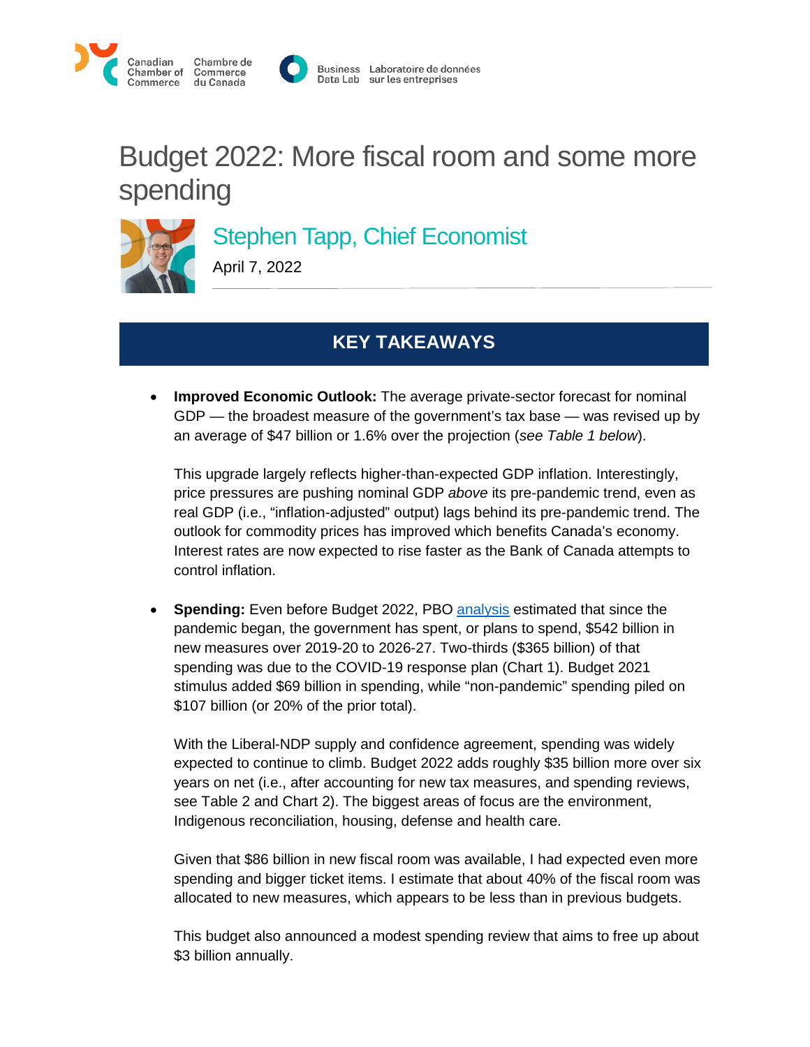# Budget 2022: More fiscal room and some more spending

## Stephen Tapp, Chief Economist

April 7, 2022

## KEY TAKEAWAYS

- **Improved Economic Outlook:** The average private-sector forecast for nominal GDP — the broadest measure of the government's tax base — was revised up by an average of $47 billion or 1.6% over the projection (*see Table 1 below*).

  This upgrade largely reflects higher-than-expected GDP inflation. Interestingly, price pressures are pushing nominal GDP *above* its pre-pandemic trend, even as real GDP (i.e., "inflation-adjusted" output) lags behind its pre-pandemic trend. The outlook for commodity prices has improved which benefits Canada's economy. Interest rates are now expected to rise faster as the Bank of Canada attempts to control inflation.

- **Spending:** Even before Budget 2022, PBO analysis estimated that since the pandemic began, the government has spent, or plans to spend, $542 billion in new measures over 2019-20 to 2026-27. Two-thirds ($365 billion) of that spending was due to the COVID-19 response plan (Chart 1). Budget 2021 stimulus added $69 billion in spending, while "non-pandemic" spending piled on $107 billion (or 20% of the prior total).

  With the Liberal-NDP supply and confidence agreement, spending was widely expected to continue to climb. Budget 2022 adds roughly $35 billion more over six years on net (i.e., after accounting for new tax measures, and spending reviews, see Table 2 and Chart 2). The biggest areas of focus are the environment, Indigenous reconciliation, housing, defense and health care.

  Given that $86 billion in new fiscal room was available, I had expected even more spending and bigger ticket items. I estimate that about 40% of the fiscal room was allocated to new measures, which appears to be less than in previous budgets.

  This budget also announced a modest spending review that aims to free up about $3 billion annually.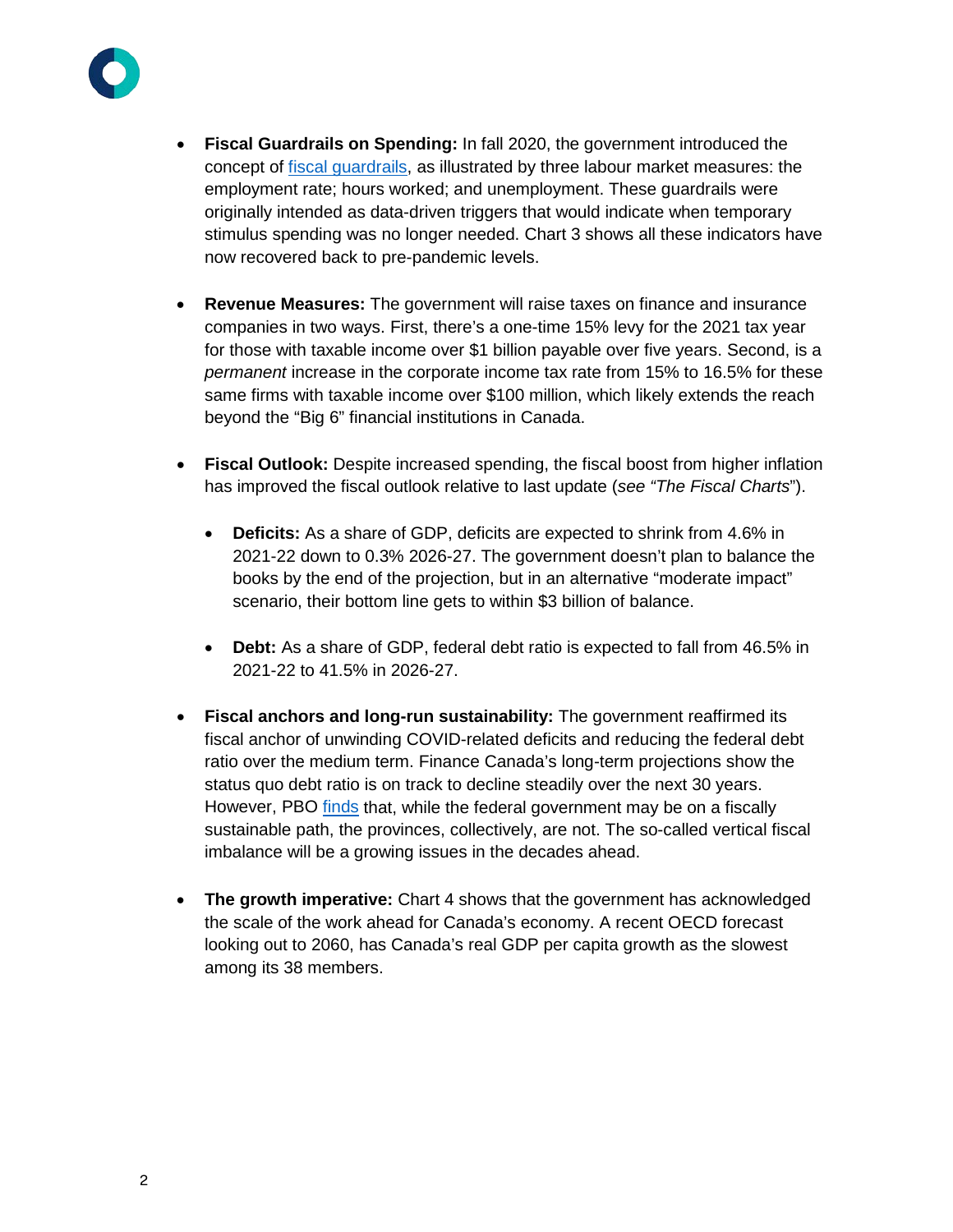- **Fiscal Guardrails on Spending:** In fall 2020, the government introduced the concept of fiscal guardrails, as illustrated by three labour market measures: the employment rate; hours worked; and unemployment. These guardrails were originally intended as data-driven triggers that would indicate when temporary stimulus spending was no longer needed. Chart 3 shows all these indicators have now recovered back to pre-pandemic levels.

- **Revenue Measures:** The government will raise taxes on finance and insurance companies in two ways. First, there's a one-time 15% levy for the 2021 tax year for those with taxable income over $1 billion payable over five years. Second, is a *permanent* increase in the corporate income tax rate from 15% to 16.5% for these same firms with taxable income over $100 million, which likely extends the reach beyond the "Big 6" financial institutions in Canada.

- **Fiscal Outlook:** Despite increased spending, the fiscal boost from higher inflation has improved the fiscal outlook relative to last update (*see "The Fiscal Charts*").

  - **Deficits:** As a share of GDP, deficits are expected to shrink from 4.6% in 2021-22 down to 0.3% 2026-27. The government doesn't plan to balance the books by the end of the projection, but in an alternative "moderate impact" scenario, their bottom line gets to within $3 billion of balance.

  - **Debt:** As a share of GDP, federal debt ratio is expected to fall from 46.5% in 2021-22 to 41.5% in 2026-27.

- **Fiscal anchors and long-run sustainability:** The government reaffirmed its fiscal anchor of unwinding COVID-related deficits and reducing the federal debt ratio over the medium term. Finance Canada's long-term projections show the status quo debt ratio is on track to decline steadily over the next 30 years. However, PBO finds that, while the federal government may be on a fiscally sustainable path, the provinces, collectively, are not. The so-called vertical fiscal imbalance will be a growing issues in the decades ahead.

- **The growth imperative:** Chart 4 shows that the government has acknowledged the scale of the work ahead for Canada's economy. A recent OECD forecast looking out to 2060, has Canada's real GDP per capita growth as the slowest among its 38 members.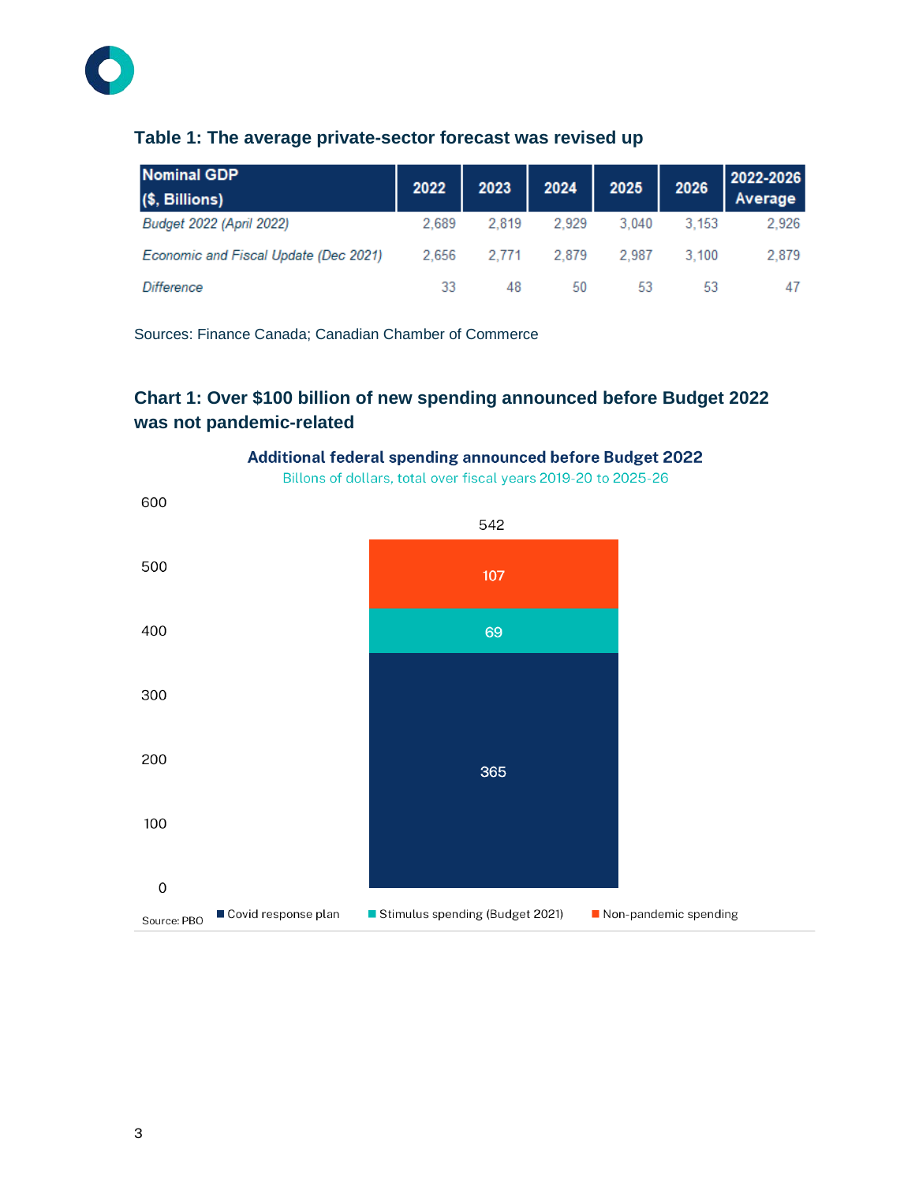### Table 1: The average private-sector forecast was revised up

| Nominal GDP ($, Billions) | 2022 | 2023 | 2024 | 2025 | 2026 | 2022-2026 Average |
|---|---|---|---|---|---|---|
| *Budget 2022 (April 2022)* | 2,689 | 2,819 | 2,929 | 3,040 | 3,153 | 2,926 |
| *Economic and Fiscal Update (Dec 2021)* | 2,656 | 2,771 | 2,879 | 2,987 | 3,100 | 2,879 |
| *Difference* | 33 | 48 | 50 | 53 | 53 | 47 |

Sources: Finance Canada; Canadian Chamber of Commerce

### Chart 1: Over $100 billion of new spending announced before Budget 2022 was not pandemic-related

**Additional federal spending announced before Budget 2022**

Billons of dollars, total over fiscal years 2019-20 to 2025-26

| Component | Billions of dollars |
|---|---|
| Covid response plan | 365 |
| Stimulus spending (Budget 2021) | 69 |
| Non-pandemic spending | 107 |
| Total | 542 |

Source: PBO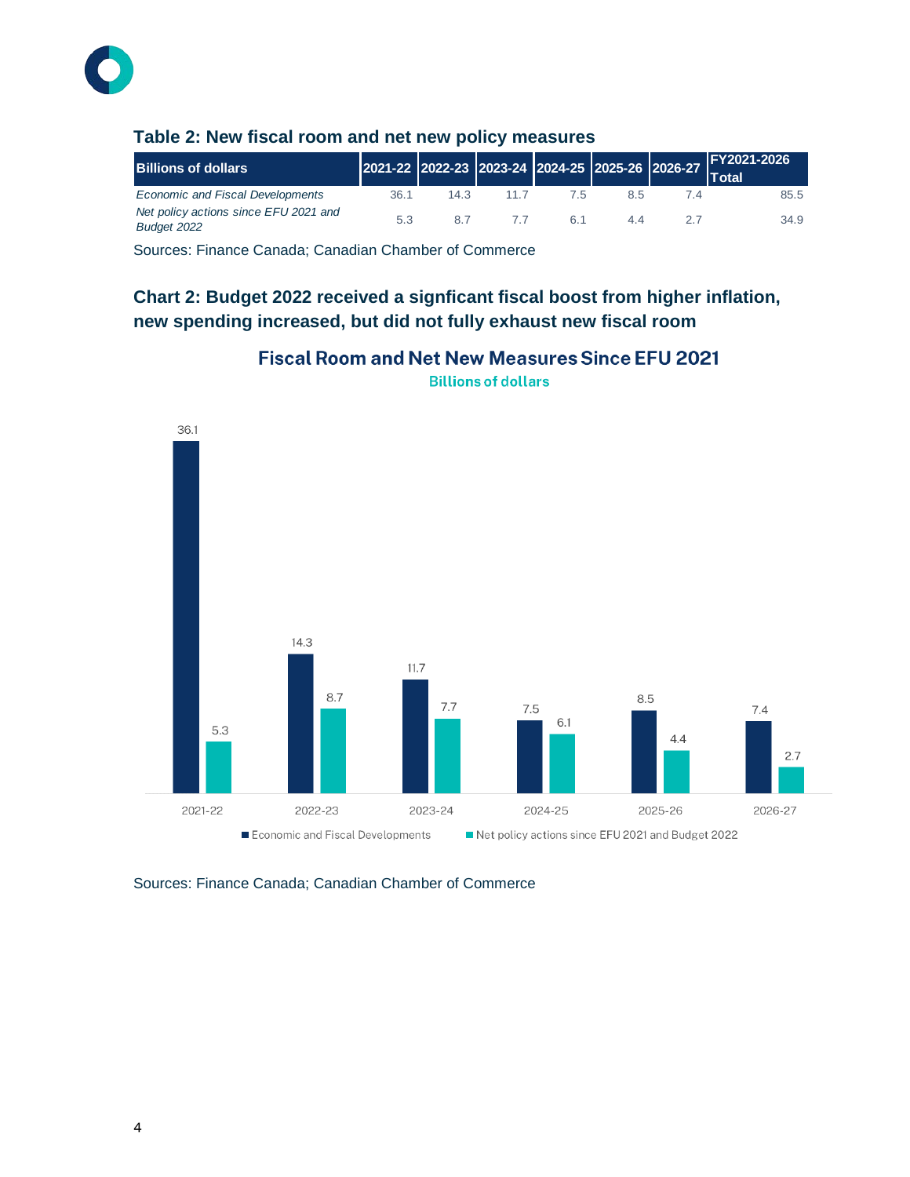### Table 2: New fiscal room and net new policy measures

| Billions of dollars | 2021-22 | 2022-23 | 2023-24 | 2024-25 | 2025-26 | 2026-27 | FY2021-2026 Total |
|---|---|---|---|---|---|---|---|
| *Economic and Fiscal Developments* | 36.1 | 14.3 | 11.7 | 7.5 | 8.5 | 7.4 | 85.5 |
| *Net policy actions since EFU 2021 and Budget 2022* | 5.3 | 8.7 | 7.7 | 6.1 | 4.4 | 2.7 | 34.9 |

Sources: Finance Canada; Canadian Chamber of Commerce

### Chart 2: Budget 2022 received a signficant fiscal boost from higher inflation, new spending increased, but did not fully exhaust new fiscal room

**Fiscal Room and Net New Measures Since EFU 2021**

Billions of dollars

| | 2021-22 | 2022-23 | 2023-24 | 2024-25 | 2025-26 | 2026-27 |
|---|---|---|---|---|---|---|
| Economic and Fiscal Developments | 36.1 | 14.3 | 11.7 | 7.5 | 8.5 | 7.4 |
| Net policy actions since EFU 2021 and Budget 2022 | 5.3 | 8.7 | 7.7 | 6.1 | 4.4 | 2.7 |

Sources: Finance Canada; Canadian Chamber of Commerce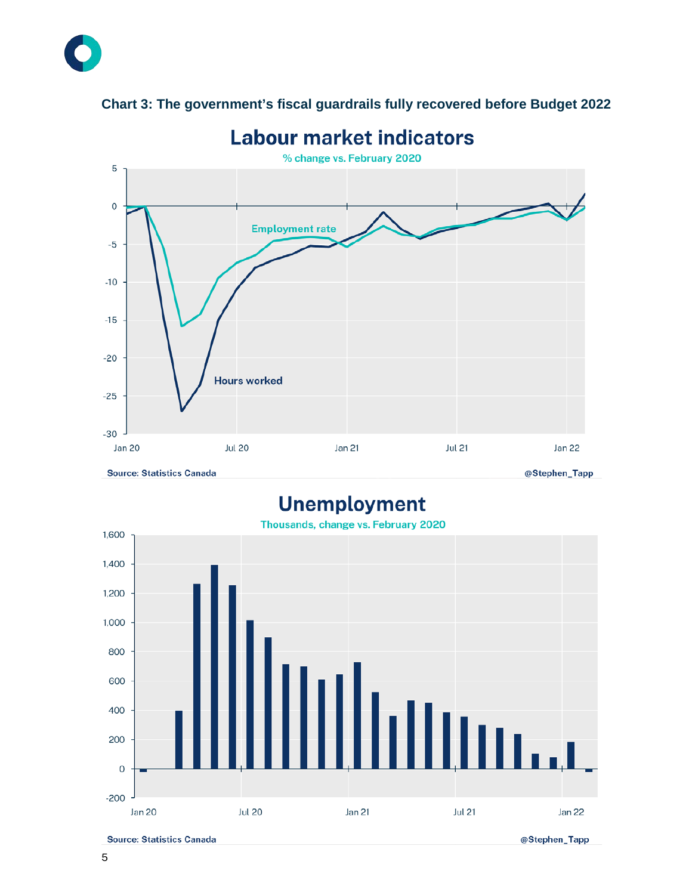**Chart 3: The government's fiscal guardrails fully recovered before Budget 2022**

## Labour market indicators

% change vs. February 2020

Employment rate

Hours worked

Jan 20 Jul 20 Jan 21 Jul 21 Jan 22

Source: Statistics Canada @Stephen_Tapp

## Unemployment

Thousands, change vs. February 2020

Jan 20 Jul 20 Jan 21 Jul 21 Jan 22

Source: Statistics Canada @Stephen_Tapp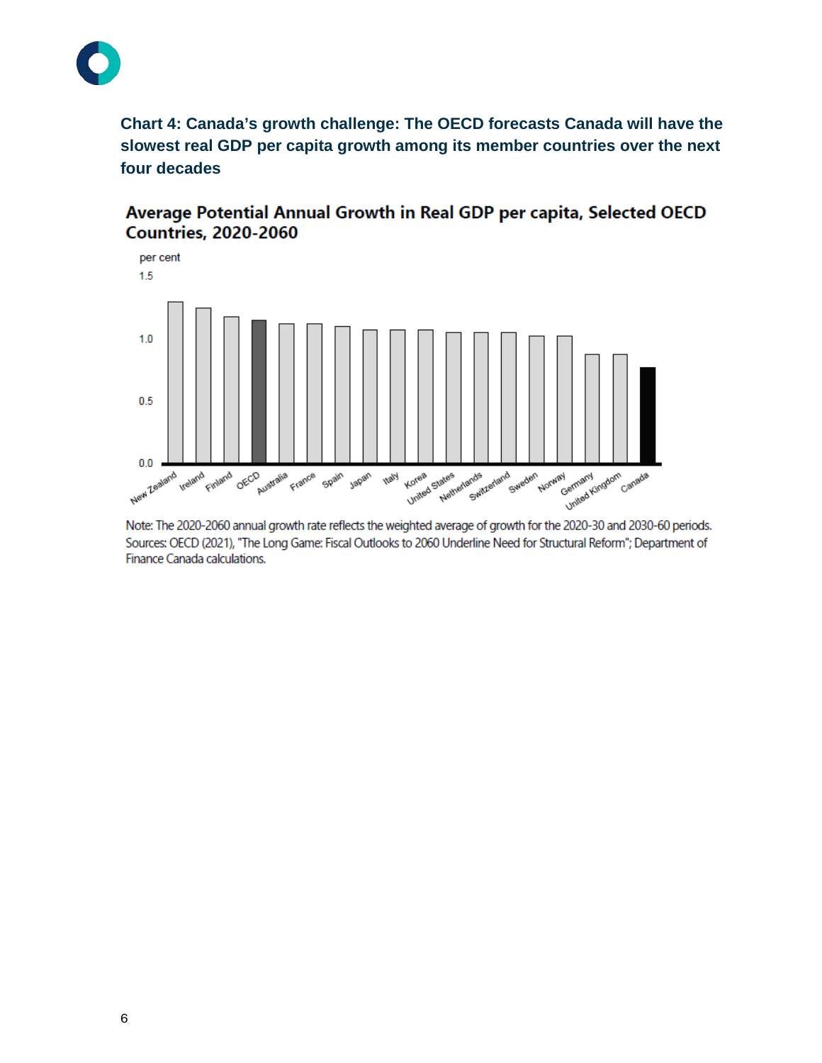**Chart 4: Canada's growth challenge: The OECD forecasts Canada will have the slowest real GDP per capita growth among its member countries over the next four decades**

**Average Potential Annual Growth in Real GDP per capita, Selected OECD Countries, 2020-2060**

per cent

Note: The 2020-2060 annual growth rate reflects the weighted average of growth for the 2020-30 and 2030-60 periods.
Sources: OECD (2021), "The Long Game: Fiscal Outlooks to 2060 Underline Need for Structural Reform"; Department of Finance Canada calculations.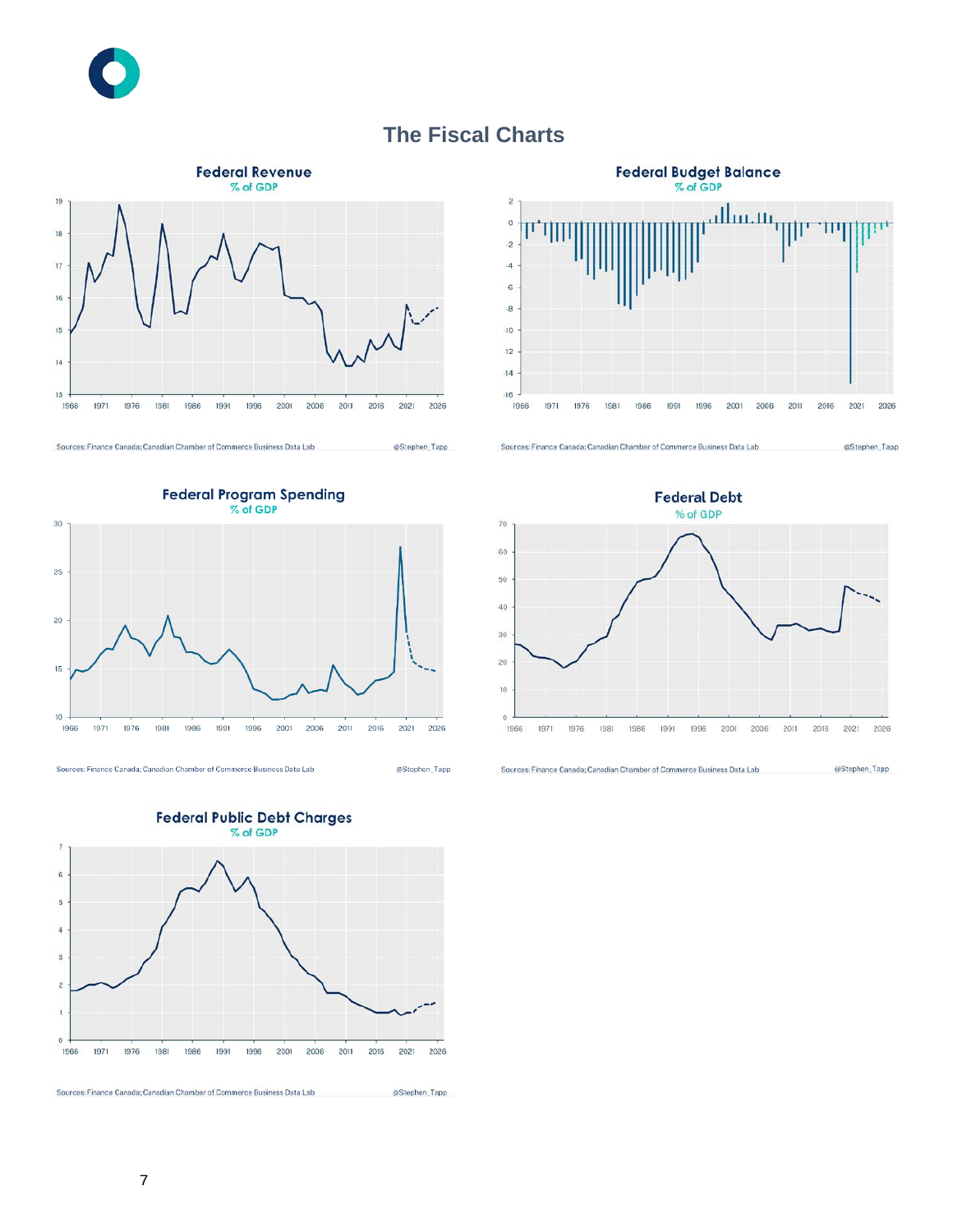# The Fiscal Charts

**Federal Revenue**
% of GDP

19
18
17
16
15
14
13
1966 1971 1976 1981 1986 1991 1996 2001 2006 2011 2016 2021 2026

Sources: Finance Canada; Canadian Chamber of Commerce Business Data Lab
@Stephen_Tapp

**Federal Budget Balance**
% of GDP

2
0
-2
-4
-6
-8
-10
-12
-14
-16
1966 1971 1976 1981 1986 1991 1996 2001 2006 2011 2016 2021 2026

Sources: Finance Canada; Canadian Chamber of Commerce Business Data Lab
@Stephen_Tapp

**Federal Program Spending**
% of GDP

30
25
20
15
10
1966 1971 1976 1981 1986 1991 1996 2001 2006 2011 2016 2021 2026

Sources: Finance Canada; Canadian Chamber of Commerce Business Data Lab
@Stephen_Tapp

**Federal Debt**
% of GDP

70
60
50
40
30
20
10
0
1966 1971 1976 1981 1986 1991 1996 2001 2006 2011 2016 2021 2026

Sources: Finance Canada; Canadian Chamber of Commerce Business Data Lab
@Stephen_Tapp

**Federal Public Debt Charges**
% of GDP

7
6
5
4
3
2
1
0
1966 1971 1976 1981 1986 1991 1996 2001 2006 2011 2016 2021 2026

Sources: Finance Canada; Canadian Chamber of Commerce Business Data Lab
@Stephen_Tapp